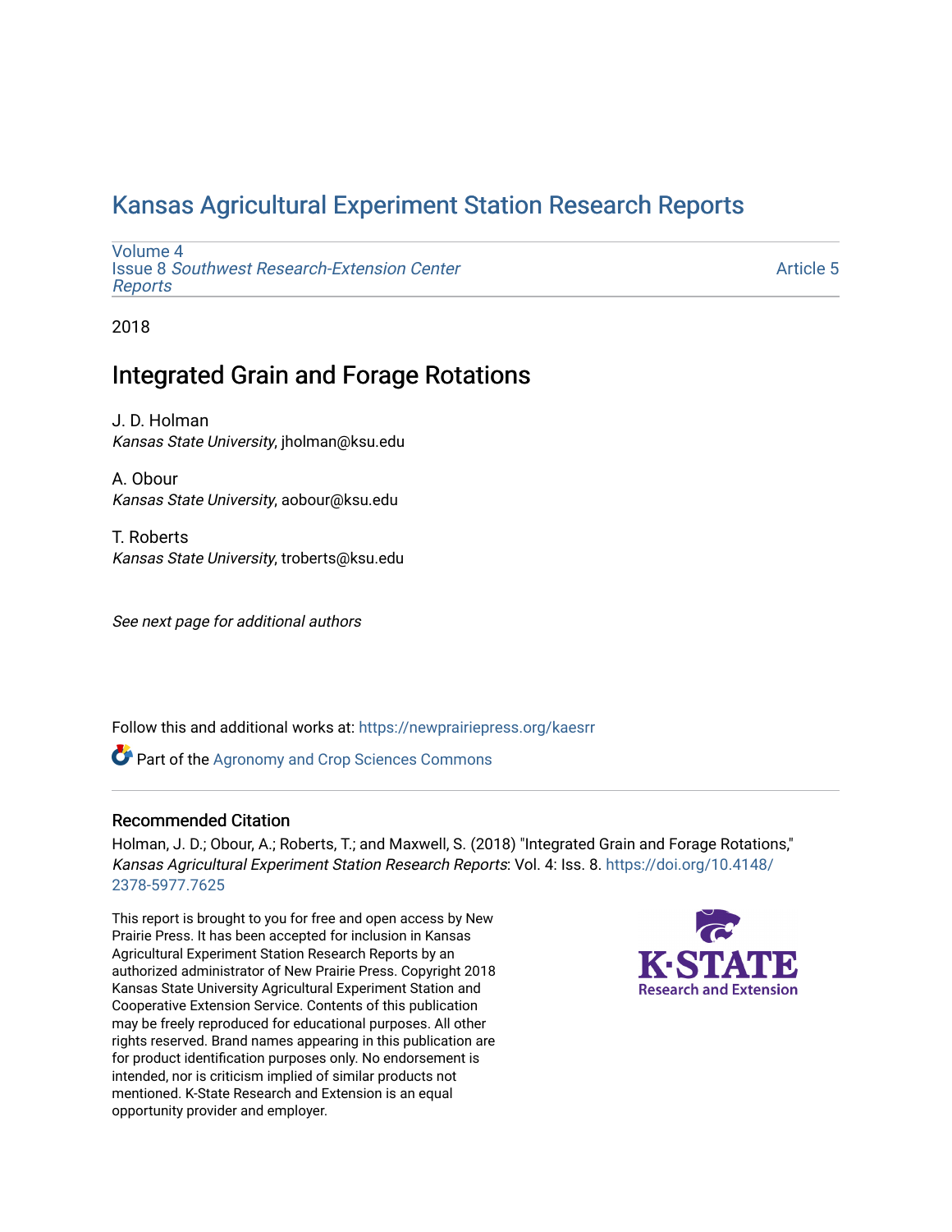# Kansas Agricultural Experiment Station Research Reports

Volume 4
Issue 8 *Southwest Research-Extension Center Reports*

Article 5

2018

## Integrated Grain and Forage Rotations

J. D. Holman
*Kansas State University*, jholman@ksu.edu

A. Obour
*Kansas State University*, aobour@ksu.edu

T. Roberts
*Kansas State University*, troberts@ksu.edu

*See next page for additional authors*

Follow this and additional works at: https://newprairiepress.org/kaesrr

Part of the Agronomy and Crop Sciences Commons

### Recommended Citation

Holman, J. D.; Obour, A.; Roberts, T.; and Maxwell, S. (2018) "Integrated Grain and Forage Rotations," *Kansas Agricultural Experiment Station Research Reports*: Vol. 4: Iss. 8. https://doi.org/10.4148/2378-5977.7625

This report is brought to you for free and open access by New Prairie Press. It has been accepted for inclusion in Kansas Agricultural Experiment Station Research Reports by an authorized administrator of New Prairie Press. Copyright 2018 Kansas State University Agricultural Experiment Station and Cooperative Extension Service. Contents of this publication may be freely reproduced for educational purposes. All other rights reserved. Brand names appearing in this publication are for product identification purposes only. No endorsement is intended, nor is criticism implied of similar products not mentioned. K-State Research and Extension is an equal opportunity provider and employer.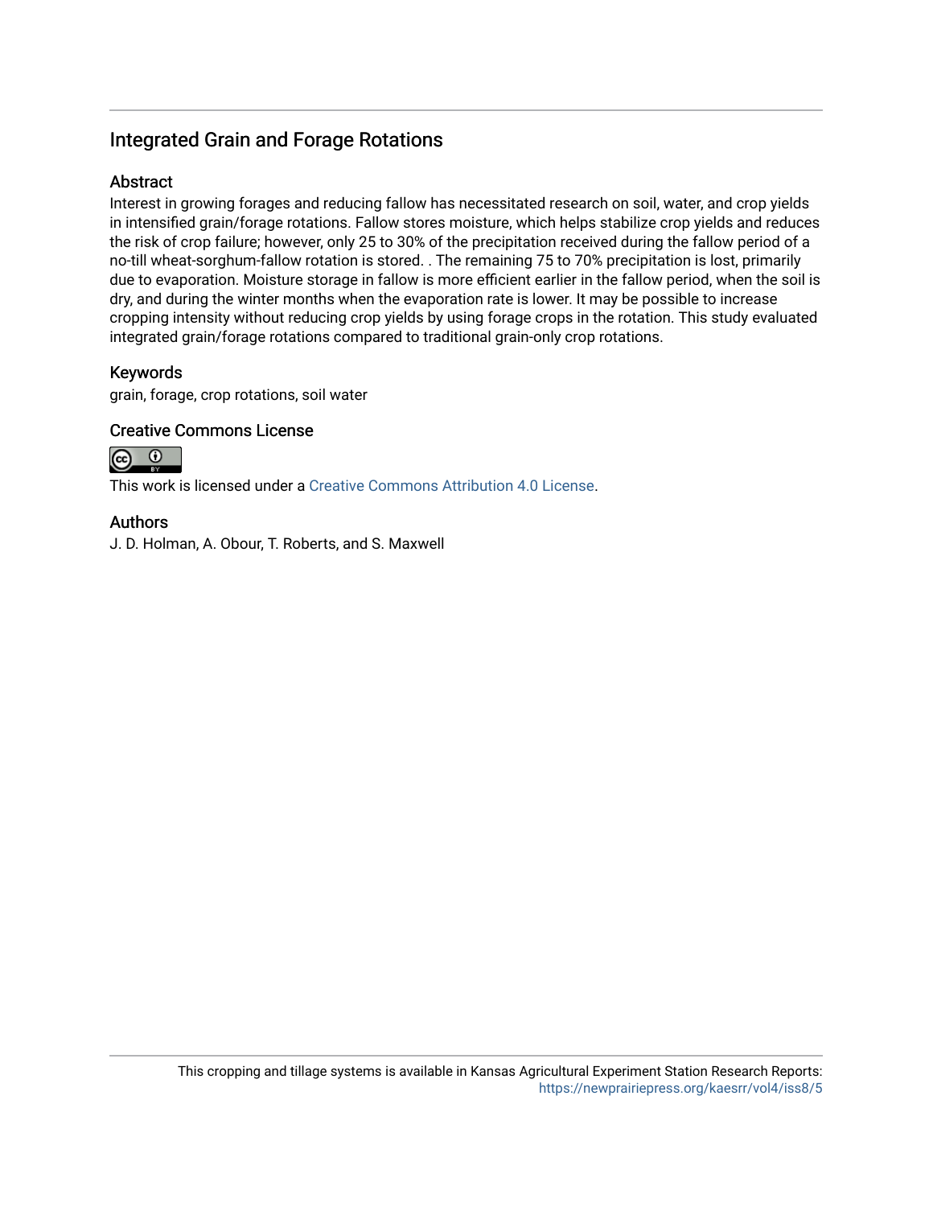## Integrated Grain and Forage Rotations

### Abstract

Interest in growing forages and reducing fallow has necessitated research on soil, water, and crop yields in intensified grain/forage rotations. Fallow stores moisture, which helps stabilize crop yields and reduces the risk of crop failure; however, only 25 to 30% of the precipitation received during the fallow period of a no-till wheat-sorghum-fallow rotation is stored. . The remaining 75 to 70% precipitation is lost, primarily due to evaporation. Moisture storage in fallow is more efficient earlier in the fallow period, when the soil is dry, and during the winter months when the evaporation rate is lower. It may be possible to increase cropping intensity without reducing crop yields by using forage crops in the rotation. This study evaluated integrated grain/forage rotations compared to traditional grain-only crop rotations.

### Keywords

grain, forage, crop rotations, soil water

### Creative Commons License

This work is licensed under a Creative Commons Attribution 4.0 License.

### Authors

J. D. Holman, A. Obour, T. Roberts, and S. Maxwell

This cropping and tillage systems is available in Kansas Agricultural Experiment Station Research Reports: https://newprairiepress.org/kaesrr/vol4/iss8/5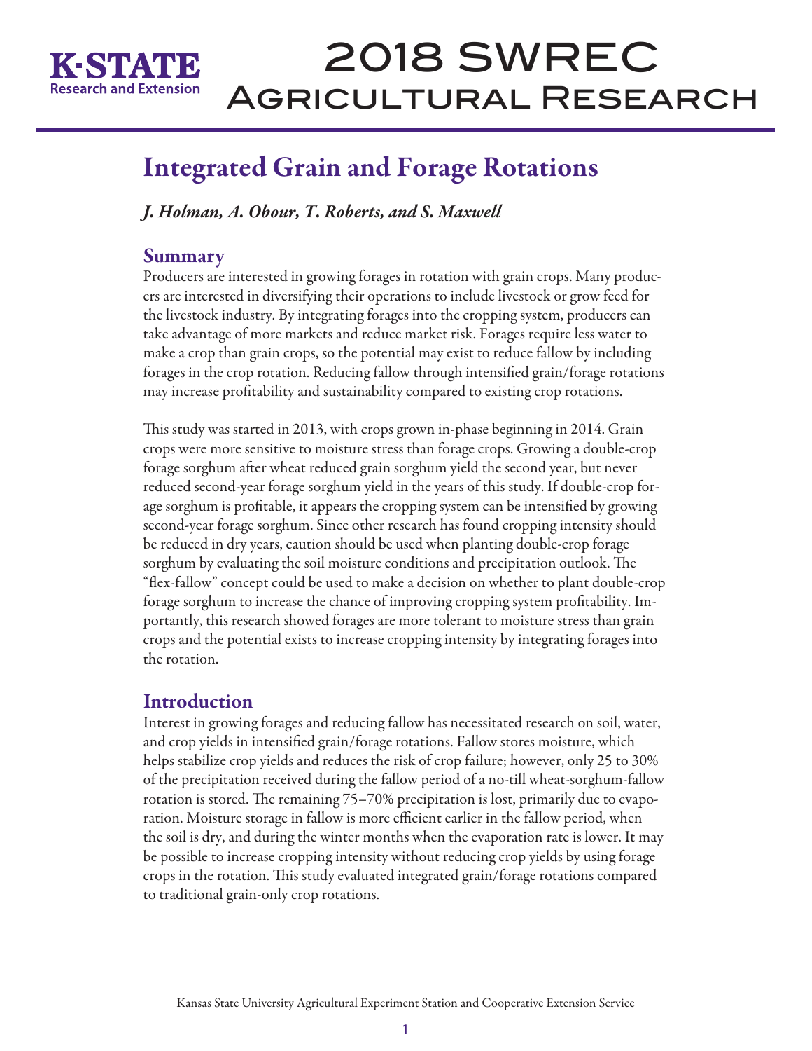# Integrated Grain and Forage Rotations

*J. Holman, A. Obour, T. Roberts, and S. Maxwell*

## Summary

Producers are interested in growing forages in rotation with grain crops. Many producers are interested in diversifying their operations to include livestock or grow feed for the livestock industry. By integrating forages into the cropping system, producers can take advantage of more markets and reduce market risk. Forages require less water to make a crop than grain crops, so the potential may exist to reduce fallow by including forages in the crop rotation. Reducing fallow through intensified grain/forage rotations may increase profitability and sustainability compared to existing crop rotations.

This study was started in 2013, with crops grown in-phase beginning in 2014. Grain crops were more sensitive to moisture stress than forage crops. Growing a double-crop forage sorghum after wheat reduced grain sorghum yield the second year, but never reduced second-year forage sorghum yield in the years of this study. If double-crop forage sorghum is profitable, it appears the cropping system can be intensified by growing second-year forage sorghum. Since other research has found cropping intensity should be reduced in dry years, caution should be used when planting double-crop forage sorghum by evaluating the soil moisture conditions and precipitation outlook. The "flex-fallow" concept could be used to make a decision on whether to plant double-crop forage sorghum to increase the chance of improving cropping system profitability. Importantly, this research showed forages are more tolerant to moisture stress than grain crops and the potential exists to increase cropping intensity by integrating forages into the rotation.

## Introduction

Interest in growing forages and reducing fallow has necessitated research on soil, water, and crop yields in intensified grain/forage rotations. Fallow stores moisture, which helps stabilize crop yields and reduces the risk of crop failure; however, only 25 to 30% of the precipitation received during the fallow period of a no-till wheat-sorghum-fallow rotation is stored. The remaining 75–70% precipitation is lost, primarily due to evaporation. Moisture storage in fallow is more efficient earlier in the fallow period, when the soil is dry, and during the winter months when the evaporation rate is lower. It may be possible to increase cropping intensity without reducing crop yields by using forage crops in the rotation. This study evaluated integrated grain/forage rotations compared to traditional grain-only crop rotations.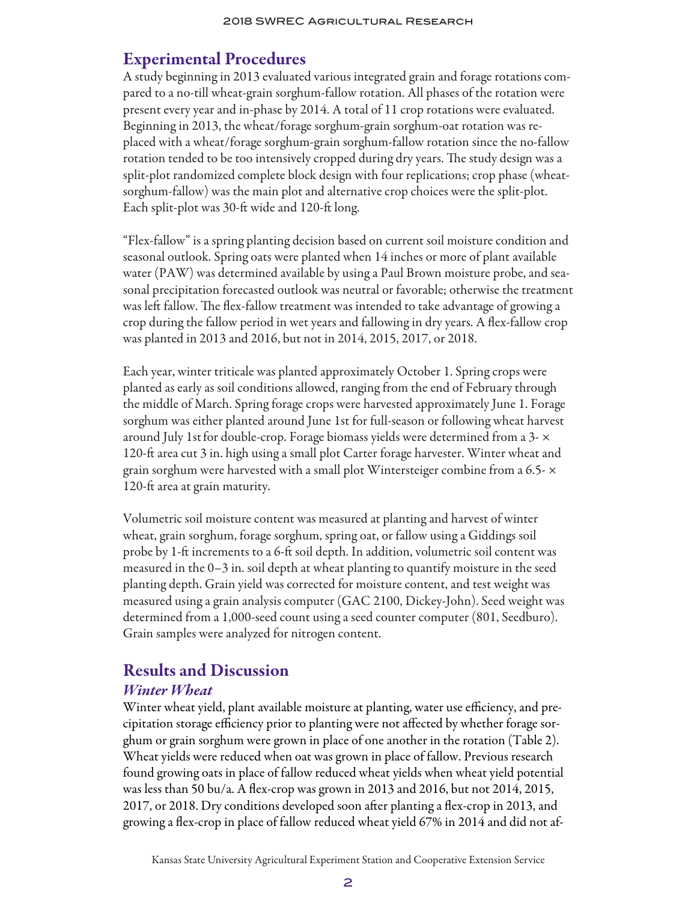## Experimental Procedures

A study beginning in 2013 evaluated various integrated grain and forage rotations compared to a no-till wheat-grain sorghum-fallow rotation. All phases of the rotation were present every year and in-phase by 2014. A total of 11 crop rotations were evaluated. Beginning in 2013, the wheat/forage sorghum-grain sorghum-oat rotation was replaced with a wheat/forage sorghum-grain sorghum-fallow rotation since the no-fallow rotation tended to be too intensively cropped during dry years. The study design was a split-plot randomized complete block design with four replications; crop phase (wheat-sorghum-fallow) was the main plot and alternative crop choices were the split-plot. Each split-plot was 30-ft wide and 120-ft long.

"Flex-fallow" is a spring planting decision based on current soil moisture condition and seasonal outlook. Spring oats were planted when 14 inches or more of plant available water (PAW) was determined available by using a Paul Brown moisture probe, and seasonal precipitation forecasted outlook was neutral or favorable; otherwise the treatment was left fallow. The flex-fallow treatment was intended to take advantage of growing a crop during the fallow period in wet years and fallowing in dry years. A flex-fallow crop was planted in 2013 and 2016, but not in 2014, 2015, 2017, or 2018.

Each year, winter triticale was planted approximately October 1. Spring crops were planted as early as soil conditions allowed, ranging from the end of February through the middle of March. Spring forage crops were harvested approximately June 1. Forage sorghum was either planted around June 1st for full-season or following wheat harvest around July 1st for double-crop. Forage biomass yields were determined from a 3- × 120-ft area cut 3 in. high using a small plot Carter forage harvester. Winter wheat and grain sorghum were harvested with a small plot Wintersteiger combine from a 6.5- × 120-ft area at grain maturity.

Volumetric soil moisture content was measured at planting and harvest of winter wheat, grain sorghum, forage sorghum, spring oat, or fallow using a Giddings soil probe by 1-ft increments to a 6-ft soil depth. In addition, volumetric soil content was measured in the 0–3 in. soil depth at wheat planting to quantify moisture in the seed planting depth. Grain yield was corrected for moisture content, and test weight was measured using a grain analysis computer (GAC 2100, Dickey-John). Seed weight was determined from a 1,000-seed count using a seed counter computer (801, Seedburo). Grain samples were analyzed for nitrogen content.

## Results and Discussion

### *Winter Wheat*

Winter wheat yield, plant available moisture at planting, water use efficiency, and precipitation storage efficiency prior to planting were not affected by whether forage sorghum or grain sorghum were grown in place of one another in the rotation (Table 2). Wheat yields were reduced when oat was grown in place of fallow. Previous research found growing oats in place of fallow reduced wheat yields when wheat yield potential was less than 50 bu/a. A flex-crop was grown in 2013 and 2016, but not 2014, 2015, 2017, or 2018. Dry conditions developed soon after planting a flex-crop in 2013, and growing a flex-crop in place of fallow reduced wheat yield 67% in 2014 and did not af-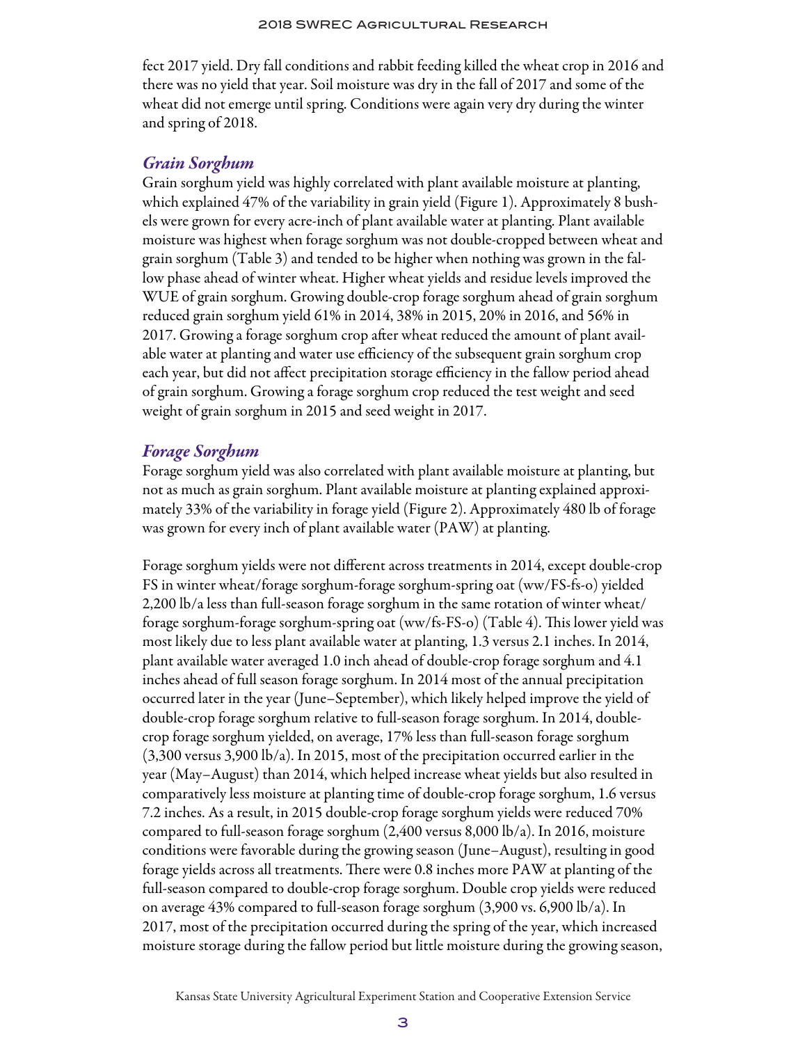fect 2017 yield. Dry fall conditions and rabbit feeding killed the wheat crop in 2016 and there was no yield that year. Soil moisture was dry in the fall of 2017 and some of the wheat did not emerge until spring. Conditions were again very dry during the winter and spring of 2018.

## *Grain Sorghum*

Grain sorghum yield was highly correlated with plant available moisture at planting, which explained 47% of the variability in grain yield (Figure 1). Approximately 8 bushels were grown for every acre-inch of plant available water at planting. Plant available moisture was highest when forage sorghum was not double-cropped between wheat and grain sorghum (Table 3) and tended to be higher when nothing was grown in the fallow phase ahead of winter wheat. Higher wheat yields and residue levels improved the WUE of grain sorghum. Growing double-crop forage sorghum ahead of grain sorghum reduced grain sorghum yield 61% in 2014, 38% in 2015, 20% in 2016, and 56% in 2017. Growing a forage sorghum crop after wheat reduced the amount of plant available water at planting and water use efficiency of the subsequent grain sorghum crop each year, but did not affect precipitation storage efficiency in the fallow period ahead of grain sorghum. Growing a forage sorghum crop reduced the test weight and seed weight of grain sorghum in 2015 and seed weight in 2017.

## *Forage Sorghum*

Forage sorghum yield was also correlated with plant available moisture at planting, but not as much as grain sorghum. Plant available moisture at planting explained approximately 33% of the variability in forage yield (Figure 2). Approximately 480 lb of forage was grown for every inch of plant available water (PAW) at planting.

Forage sorghum yields were not different across treatments in 2014, except double-crop FS in winter wheat/forage sorghum-forage sorghum-spring oat (ww/FS-fs-o) yielded 2,200 lb/a less than full-season forage sorghum in the same rotation of winter wheat/forage sorghum-forage sorghum-spring oat (ww/fs-FS-o) (Table 4). This lower yield was most likely due to less plant available water at planting, 1.3 versus 2.1 inches. In 2014, plant available water averaged 1.0 inch ahead of double-crop forage sorghum and 4.1 inches ahead of full season forage sorghum. In 2014 most of the annual precipitation occurred later in the year (June–September), which likely helped improve the yield of double-crop forage sorghum relative to full-season forage sorghum. In 2014, double-crop forage sorghum yielded, on average, 17% less than full-season forage sorghum (3,300 versus 3,900 lb/a). In 2015, most of the precipitation occurred earlier in the year (May–August) than 2014, which helped increase wheat yields but also resulted in comparatively less moisture at planting time of double-crop forage sorghum, 1.6 versus 7.2 inches. As a result, in 2015 double-crop forage sorghum yields were reduced 70% compared to full-season forage sorghum (2,400 versus 8,000 lb/a). In 2016, moisture conditions were favorable during the growing season (June–August), resulting in good forage yields across all treatments. There were 0.8 inches more PAW at planting of the full-season compared to double-crop forage sorghum. Double crop yields were reduced on average 43% compared to full-season forage sorghum (3,900 vs. 6,900 lb/a). In 2017, most of the precipitation occurred during the spring of the year, which increased moisture storage during the fallow period but little moisture during the growing season,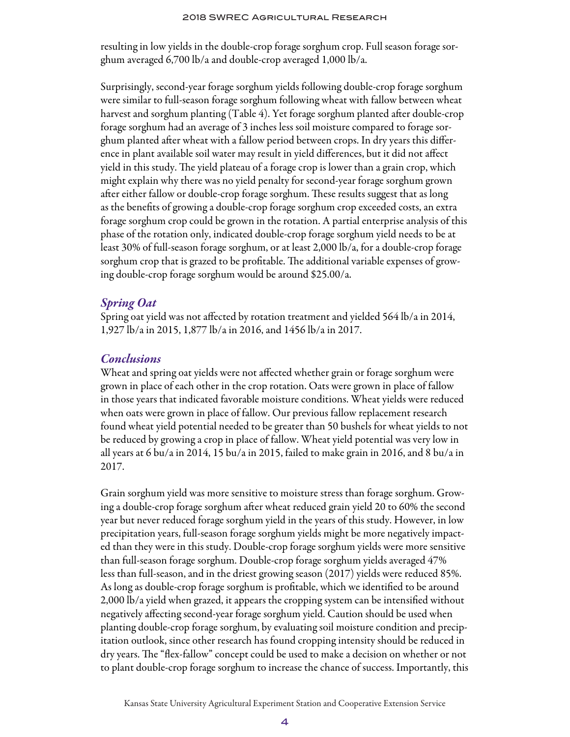resulting in low yields in the double-crop forage sorghum crop. Full season forage sorghum averaged 6,700 lb/a and double-crop averaged 1,000 lb/a.

Surprisingly, second-year forage sorghum yields following double-crop forage sorghum were similar to full-season forage sorghum following wheat with fallow between wheat harvest and sorghum planting (Table 4). Yet forage sorghum planted after double-crop forage sorghum had an average of 3 inches less soil moisture compared to forage sorghum planted after wheat with a fallow period between crops. In dry years this difference in plant available soil water may result in yield differences, but it did not affect yield in this study. The yield plateau of a forage crop is lower than a grain crop, which might explain why there was no yield penalty for second-year forage sorghum grown after either fallow or double-crop forage sorghum. These results suggest that as long as the benefits of growing a double-crop forage sorghum crop exceeded costs, an extra forage sorghum crop could be grown in the rotation. A partial enterprise analysis of this phase of the rotation only, indicated double-crop forage sorghum yield needs to be at least 30% of full-season forage sorghum, or at least 2,000 lb/a, for a double-crop forage sorghum crop that is grazed to be profitable. The additional variable expenses of growing double-crop forage sorghum would be around $25.00/a.

### *Spring Oat*

Spring oat yield was not affected by rotation treatment and yielded 564 lb/a in 2014, 1,927 lb/a in 2015, 1,877 lb/a in 2016, and 1456 lb/a in 2017.

### *Conclusions*

Wheat and spring oat yields were not affected whether grain or forage sorghum were grown in place of each other in the crop rotation. Oats were grown in place of fallow in those years that indicated favorable moisture conditions. Wheat yields were reduced when oats were grown in place of fallow. Our previous fallow replacement research found wheat yield potential needed to be greater than 50 bushels for wheat yields to not be reduced by growing a crop in place of fallow. Wheat yield potential was very low in all years at 6 bu/a in 2014, 15 bu/a in 2015, failed to make grain in 2016, and 8 bu/a in 2017.

Grain sorghum yield was more sensitive to moisture stress than forage sorghum. Growing a double-crop forage sorghum after wheat reduced grain yield 20 to 60% the second year but never reduced forage sorghum yield in the years of this study. However, in low precipitation years, full-season forage sorghum yields might be more negatively impacted than they were in this study. Double-crop forage sorghum yields were more sensitive than full-season forage sorghum. Double-crop forage sorghum yields averaged 47% less than full-season, and in the driest growing season (2017) yields were reduced 85%. As long as double-crop forage sorghum is profitable, which we identified to be around 2,000 lb/a yield when grazed, it appears the cropping system can be intensified without negatively affecting second-year forage sorghum yield. Caution should be used when planting double-crop forage sorghum, by evaluating soil moisture condition and precipitation outlook, since other research has found cropping intensity should be reduced in dry years. The "flex-fallow" concept could be used to make a decision on whether or not to plant double-crop forage sorghum to increase the chance of success. Importantly, this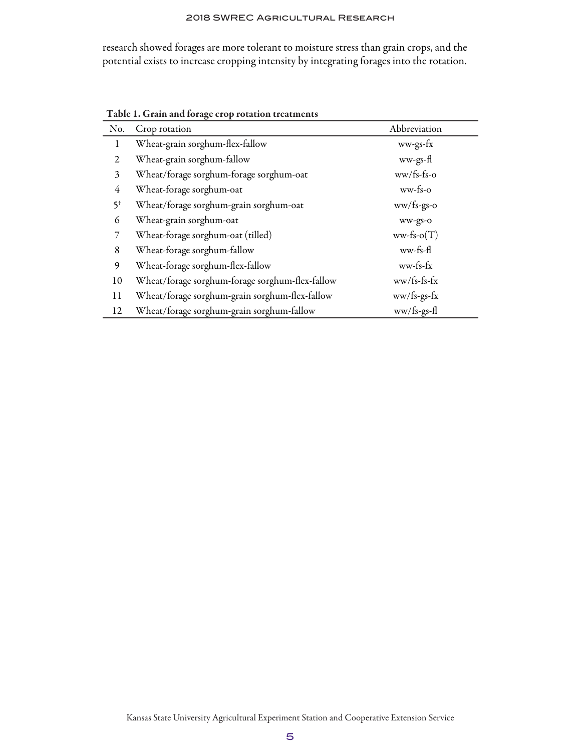research showed forages are more tolerant to moisture stress than grain crops, and the potential exists to increase cropping intensity by integrating forages into the rotation.

**Table 1. Grain and forage crop rotation treatments**

| No. | Crop rotation | Abbreviation |
|---|---|---|
| 1 | Wheat-grain sorghum-flex-fallow | ww-gs-fx |
| 2 | Wheat-grain sorghum-fallow | ww-gs-fl |
| 3 | Wheat/forage sorghum-forage sorghum-oat | ww/fs-fs-o |
| 4 | Wheat-forage sorghum-oat | ww-fs-o |
| 5[†] | Wheat/forage sorghum-grain sorghum-oat | ww/fs-gs-o |
| 6 | Wheat-grain sorghum-oat | ww-gs-o |
| 7 | Wheat-forage sorghum-oat (tilled) | ww-fs-o(T) |
| 8 | Wheat-forage sorghum-fallow | ww-fs-fl |
| 9 | Wheat-forage sorghum-flex-fallow | ww-fs-fx |
| 10 | Wheat/forage sorghum-forage sorghum-flex-fallow | ww/fs-fs-fx |
| 11 | Wheat/forage sorghum-grain sorghum-flex-fallow | ww/fs-gs-fx |
| 12 | Wheat/forage sorghum-grain sorghum-fallow | ww/fs-gs-fl |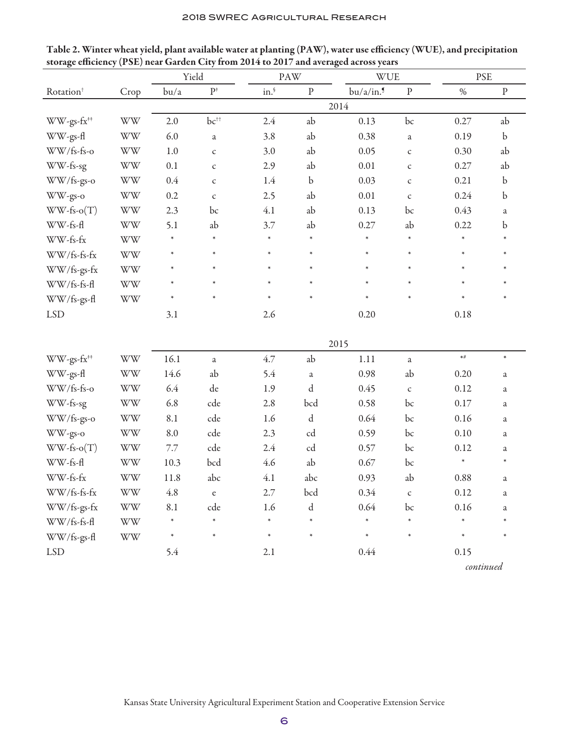**Table 2. Winter wheat yield, plant available water at planting (PAW), water use efficiency (WUE), and precipitation storage efficiency (PSE) near Garden City from 2014 to 2017 and averaged across years**

| | | Yield | | PAW | | WUE | | PSE | |
|---|---|---|---|---|---|---|---|---|---|
| Rotation† | Crop | bu/a | P‡ | in.§ | P | bu/a/in.¶ | P | % | P |
| | | 2014 | | | | | | | |
| WW-gs-fx‡‡ | WW | 2.0 | bc†† | 2.4 | ab | 0.13 | bc | 0.27 | ab |
| WW-gs-fl | WW | 6.0 | a | 3.8 | ab | 0.38 | a | 0.19 | b |
| WW/fs-fs-o | WW | 1.0 | c | 3.0 | ab | 0.05 | c | 0.30 | ab |
| WW-fs-sg | WW | 0.1 | c | 2.9 | ab | 0.01 | c | 0.27 | ab |
| WW/fs-gs-o | WW | 0.4 | c | 1.4 | b | 0.03 | c | 0.21 | b |
| WW-gs-o | WW | 0.2 | c | 2.5 | ab | 0.01 | c | 0.24 | b |
| WW-fs-o(T) | WW | 2.3 | bc | 4.1 | ab | 0.13 | bc | 0.43 | a |
| WW-fs-fl | WW | 5.1 | ab | 3.7 | ab | 0.27 | ab | 0.22 | b |
| WW-fs-fx | WW | * | * | * | * | * | * | * | * |
| WW/fs-fs-fx | WW | * | * | * | * | * | * | * | * |
| WW/fs-gs-fx | WW | * | * | * | * | * | * | * | * |
| WW/fs-fs-fl | WW | * | * | * | * | * | * | * | * |
| WW/fs-gs-fl | WW | * | * | * | * | * | * | * | * |
| LSD | | 3.1 | | 2.6 | | 0.20 | | 0.18 | |
| | | 2015 | | | | | | | |
| WW-gs-fx‡‡ | WW | 16.1 | a | 4.7 | ab | 1.11 | a | *# | * |
| WW-gs-fl | WW | 14.6 | ab | 5.4 | a | 0.98 | ab | 0.20 | a |
| WW/fs-fs-o | WW | 6.4 | de | 1.9 | d | 0.45 | c | 0.12 | a |
| WW-fs-sg | WW | 6.8 | cde | 2.8 | bcd | 0.58 | bc | 0.17 | a |
| WW/fs-gs-o | WW | 8.1 | cde | 1.6 | d | 0.64 | bc | 0.16 | a |
| WW-gs-o | WW | 8.0 | cde | 2.3 | cd | 0.59 | bc | 0.10 | a |
| WW-fs-o(T) | WW | 7.7 | cde | 2.4 | cd | 0.57 | bc | 0.12 | a |
| WW-fs-fl | WW | 10.3 | bcd | 4.6 | ab | 0.67 | bc | * | * |
| WW-fs-fx | WW | 11.8 | abc | 4.1 | abc | 0.93 | ab | 0.88 | a |
| WW/fs-fs-fx | WW | 4.8 | e | 2.7 | bcd | 0.34 | c | 0.12 | a |
| WW/fs-gs-fx | WW | 8.1 | cde | 1.6 | d | 0.64 | bc | 0.16 | a |
| WW/fs-fs-fl | WW | * | * | * | * | * | * | * | * |
| WW/fs-gs-fl | WW | * | * | * | * | * | * | * | * |
| LSD | | 5.4 | | 2.1 | | 0.44 | | 0.15 | |

*continued*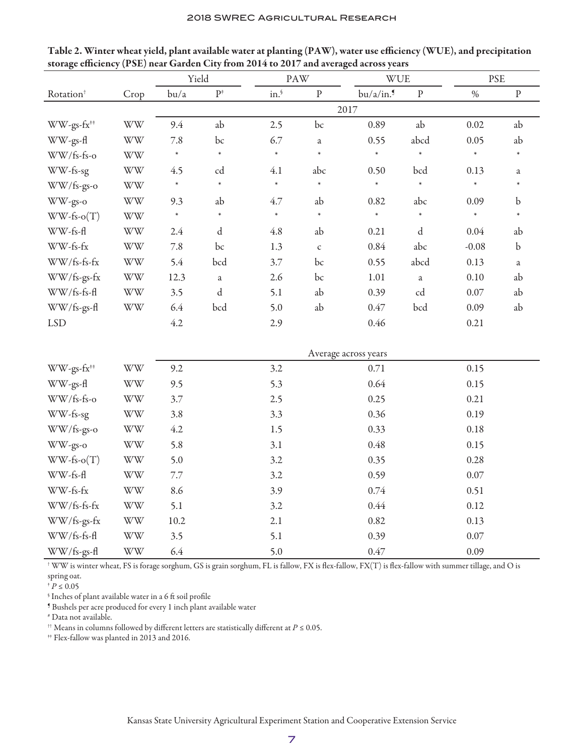**Table 2. Winter wheat yield, plant available water at planting (PAW), water use efficiency (WUE), and precipitation storage efficiency (PSE) near Garden City from 2014 to 2017 and averaged across years**

| | | Yield | | PAW | | WUE | | PSE | |
|---|---|---|---|---|---|---|---|---|---|
| Rotation[†] | Crop | bu/a | P[‡] | in.[§] | P | bu/a/in.[¶] | P | % | P |
| | | 2017 | | | | | | | |
| WW-gs-fx[‡‡] | WW | 9.4 | ab | 2.5 | bc | 0.89 | ab | 0.02 | ab |
| WW-gs-fl | WW | 7.8 | bc | 6.7 | a | 0.55 | abcd | 0.05 | ab |
| WW/fs-fs-o | WW | * | * | * | * | * | * | * | * |
| WW-fs-sg | WW | 4.5 | cd | 4.1 | abc | 0.50 | bcd | 0.13 | a |
| WW/fs-gs-o | WW | * | * | * | * | * | * | * | * |
| WW-gs-o | WW | 9.3 | ab | 4.7 | ab | 0.82 | abc | 0.09 | b |
| WW-fs-o(T) | WW | * | * | * | * | * | * | * | * |
| WW-fs-fl | WW | 2.4 | d | 4.8 | ab | 0.21 | d | 0.04 | ab |
| WW-fs-fx | WW | 7.8 | bc | 1.3 | c | 0.84 | abc | -0.08 | b |
| WW/fs-fs-fx | WW | 5.4 | bcd | 3.7 | bc | 0.55 | abcd | 0.13 | a |
| WW/fs-gs-fx | WW | 12.3 | a | 2.6 | bc | 1.01 | a | 0.10 | ab |
| WW/fs-fs-fl | WW | 3.5 | d | 5.1 | ab | 0.39 | cd | 0.07 | ab |
| WW/fs-gs-fl | WW | 6.4 | bcd | 5.0 | ab | 0.47 | bcd | 0.09 | ab |
| LSD | | 4.2 | | 2.9 | | 0.46 | | 0.21 | |
| | | Average across years | | | | | | | |
| WW-gs-fx[‡‡] | WW | 9.2 | | 3.2 | | 0.71 | | 0.15 | |
| WW-gs-fl | WW | 9.5 | | 5.3 | | 0.64 | | 0.15 | |
| WW/fs-fs-o | WW | 3.7 | | 2.5 | | 0.25 | | 0.21 | |
| WW-fs-sg | WW | 3.8 | | 3.3 | | 0.36 | | 0.19 | |
| WW/fs-gs-o | WW | 4.2 | | 1.5 | | 0.33 | | 0.18 | |
| WW-gs-o | WW | 5.8 | | 3.1 | | 0.48 | | 0.15 | |
| WW-fs-o(T) | WW | 5.0 | | 3.2 | | 0.35 | | 0.28 | |
| WW-fs-fl | WW | 7.7 | | 3.2 | | 0.59 | | 0.07 | |
| WW-fs-fx | WW | 8.6 | | 3.9 | | 0.74 | | 0.51 | |
| WW/fs-fs-fx | WW | 5.1 | | 3.2 | | 0.44 | | 0.12 | |
| WW/fs-gs-fx | WW | 10.2 | | 2.1 | | 0.82 | | 0.13 | |
| WW/fs-fs-fl | WW | 3.5 | | 5.1 | | 0.39 | | 0.07 | |
| WW/fs-gs-fl | WW | 6.4 | | 5.0 | | 0.47 | | 0.09 | |

[†] WW is winter wheat, FS is forage sorghum, GS is grain sorghum, FL is fallow, FX is flex-fallow, FX(T) is flex-fallow with summer tillage, and O is spring oat.

[‡] $P \leq 0.05$

[§] Inches of plant available water in a 6 ft soil profile

[¶] Bushels per acre produced for every 1 inch plant available water

[#] Data not available.

[††] Means in columns followed by different letters are statistically different at $P \leq 0.05$.

[‡‡] Flex-fallow was planted in 2013 and 2016.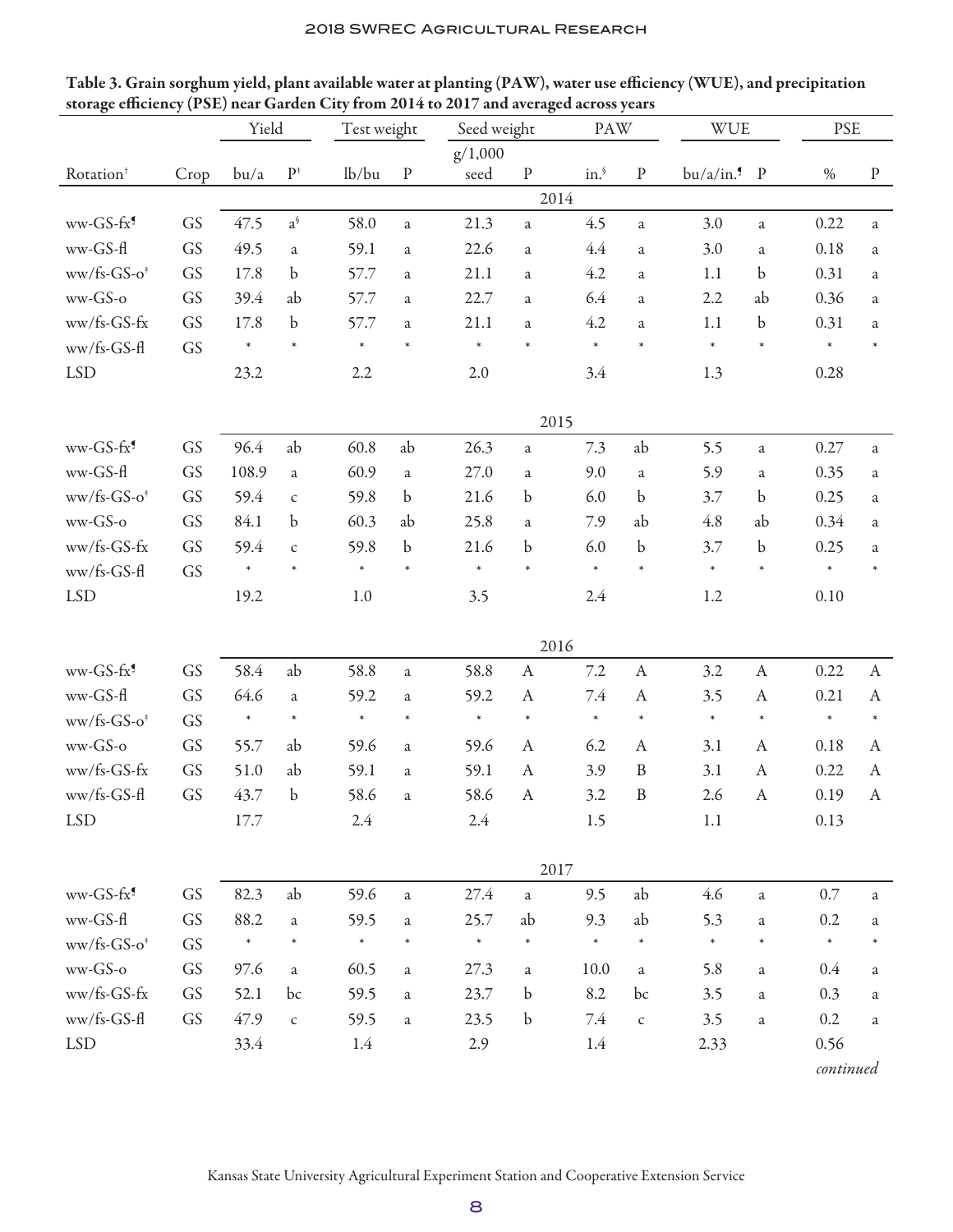Table 3. Grain sorghum yield, plant available water at planting (PAW), water use efficiency (WUE), and precipitation storage efficiency (PSE) near Garden City from 2014 to 2017 and averaged across years

| | | Yield | | Test weight | | Seed weight | | PAW | | WUE | | PSE | |
|---|---|---|---|---|---|---|---|---|---|---|---|---|---|
| Rotation[†] | Crop | bu/a | P[‡] | lb/bu | P | g/1,000 seed | P | in.[§] | P | bu/a/in.[¶] | P | % | P |
| | | | | | | | 2014 | | | | | | |
| ww-GS-fx[¶] | GS | 47.5 | a[§] | 58.0 | a | 21.3 | a | 4.5 | a | 3.0 | a | 0.22 | a |
| ww-GS-fl | GS | 49.5 | a | 59.1 | a | 22.6 | a | 4.4 | a | 3.0 | a | 0.18 | a |
| ww/fs-GS-o[‡] | GS | 17.8 | b | 57.7 | a | 21.1 | a | 4.2 | a | 1.1 | b | 0.31 | a |
| ww-GS-o | GS | 39.4 | ab | 57.7 | a | 22.7 | a | 6.4 | a | 2.2 | ab | 0.36 | a |
| ww/fs-GS-fx | GS | 17.8 | b | 57.7 | a | 21.1 | a | 4.2 | a | 1.1 | b | 0.31 | a |
| ww/fs-GS-fl | GS | * | * | * | * | * | * | * | * | * | * | * | * |
| LSD | | 23.2 | | 2.2 | | 2.0 | | 3.4 | | 1.3 | | 0.28 | |
| | | | | | | | 2015 | | | | | | |
| ww-GS-fx[¶] | GS | 96.4 | ab | 60.8 | ab | 26.3 | a | 7.3 | ab | 5.5 | a | 0.27 | a |
| ww-GS-fl | GS | 108.9 | a | 60.9 | a | 27.0 | a | 9.0 | a | 5.9 | a | 0.35 | a |
| ww/fs-GS-o[‡] | GS | 59.4 | c | 59.8 | b | 21.6 | b | 6.0 | b | 3.7 | b | 0.25 | a |
| ww-GS-o | GS | 84.1 | b | 60.3 | ab | 25.8 | a | 7.9 | ab | 4.8 | ab | 0.34 | a |
| ww/fs-GS-fx | GS | 59.4 | c | 59.8 | b | 21.6 | b | 6.0 | b | 3.7 | b | 0.25 | a |
| ww/fs-GS-fl | GS | * | * | * | * | * | * | * | * | * | * | * | * |
| LSD | | 19.2 | | 1.0 | | 3.5 | | 2.4 | | 1.2 | | 0.10 | |
| | | | | | | | 2016 | | | | | | |
| ww-GS-fx[¶] | GS | 58.4 | ab | 58.8 | a | 58.8 | A | 7.2 | A | 3.2 | A | 0.22 | A |
| ww-GS-fl | GS | 64.6 | a | 59.2 | a | 59.2 | A | 7.4 | A | 3.5 | A | 0.21 | A |
| ww/fs-GS-o[‡] | GS | * | * | * | * | * | * | * | * | * | * | * | * |
| ww-GS-o | GS | 55.7 | ab | 59.6 | a | 59.6 | A | 6.2 | A | 3.1 | A | 0.18 | A |
| ww/fs-GS-fx | GS | 51.0 | ab | 59.1 | a | 59.1 | A | 3.9 | B | 3.1 | A | 0.22 | A |
| ww/fs-GS-fl | GS | 43.7 | b | 58.6 | a | 58.6 | A | 3.2 | B | 2.6 | A | 0.19 | A |
| LSD | | 17.7 | | 2.4 | | 2.4 | | 1.5 | | 1.1 | | 0.13 | |
| | | | | | | | 2017 | | | | | | |
| ww-GS-fx[¶] | GS | 82.3 | ab | 59.6 | a | 27.4 | a | 9.5 | ab | 4.6 | a | 0.7 | a |
| ww-GS-fl | GS | 88.2 | a | 59.5 | a | 25.7 | ab | 9.3 | ab | 5.3 | a | 0.2 | a |
| ww/fs-GS-o[‡] | GS | * | * | * | * | * | * | * | * | * | * | * | * |
| ww-GS-o | GS | 97.6 | a | 60.5 | a | 27.3 | a | 10.0 | a | 5.8 | a | 0.4 | a |
| ww/fs-GS-fx | GS | 52.1 | bc | 59.5 | a | 23.7 | b | 8.2 | bc | 3.5 | a | 0.3 | a |
| ww/fs-GS-fl | GS | 47.9 | c | 59.5 | a | 23.5 | b | 7.4 | c | 3.5 | a | 0.2 | a |
| LSD | | 33.4 | | 1.4 | | 2.9 | | 1.4 | | 2.33 | | 0.56 | |

*continued*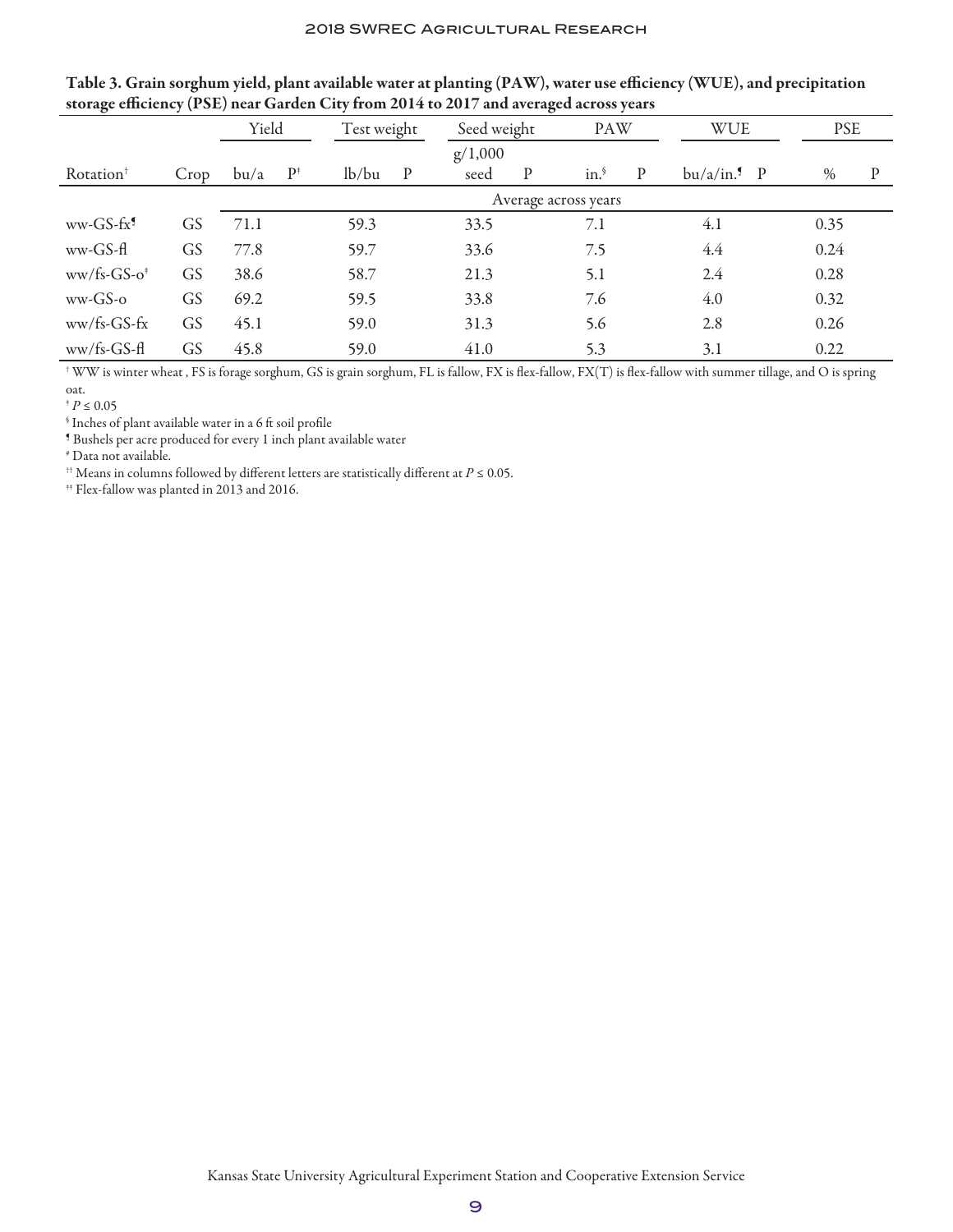**Table 3. Grain sorghum yield, plant available water at planting (PAW), water use efficiency (WUE), and precipitation storage efficiency (PSE) near Garden City from 2014 to 2017 and averaged across years**

| | | Yield | | Test weight | | Seed weight | | PAW | | WUE | | PSE | |
|---|---|---|---|---|---|---|---|---|---|---|---|---|---|
| Rotation[†] | Crop | bu/a | P[‡] | lb/bu | P | g/1,000 seed | P | in.[§] | P | bu/a/in.[¶] | P | % | P |
| | | Average across years | | | | | | | | | | | |
| ww-GS-fx[¶] | GS | 71.1 | | 59.3 | | 33.5 | | 7.1 | | 4.1 | | 0.35 | |
| ww-GS-fl | GS | 77.8 | | 59.7 | | 33.6 | | 7.5 | | 4.4 | | 0.24 | |
| ww/fs-GS-o[‡] | GS | 38.6 | | 58.7 | | 21.3 | | 5.1 | | 2.4 | | 0.28 | |
| ww-GS-o | GS | 69.2 | | 59.5 | | 33.8 | | 7.6 | | 4.0 | | 0.32 | |
| ww/fs-GS-fx | GS | 45.1 | | 59.0 | | 31.3 | | 5.6 | | 2.8 | | 0.26 | |
| ww/fs-GS-fl | GS | 45.8 | | 59.0 | | 41.0 | | 5.3 | | 3.1 | | 0.22 | |

[†] WW is winter wheat , FS is forage sorghum, GS is grain sorghum, FL is fallow, FX is flex-fallow, FX(T) is flex-fallow with summer tillage, and O is spring oat.

[‡] $P \leq 0.05$

[§] Inches of plant available water in a 6 ft soil profile

[¶] Bushels per acre produced for every 1 inch plant available water

[#] Data not available.

[††] Means in columns followed by different letters are statistically different at $P \leq 0.05$.

[‡‡] Flex-fallow was planted in 2013 and 2016.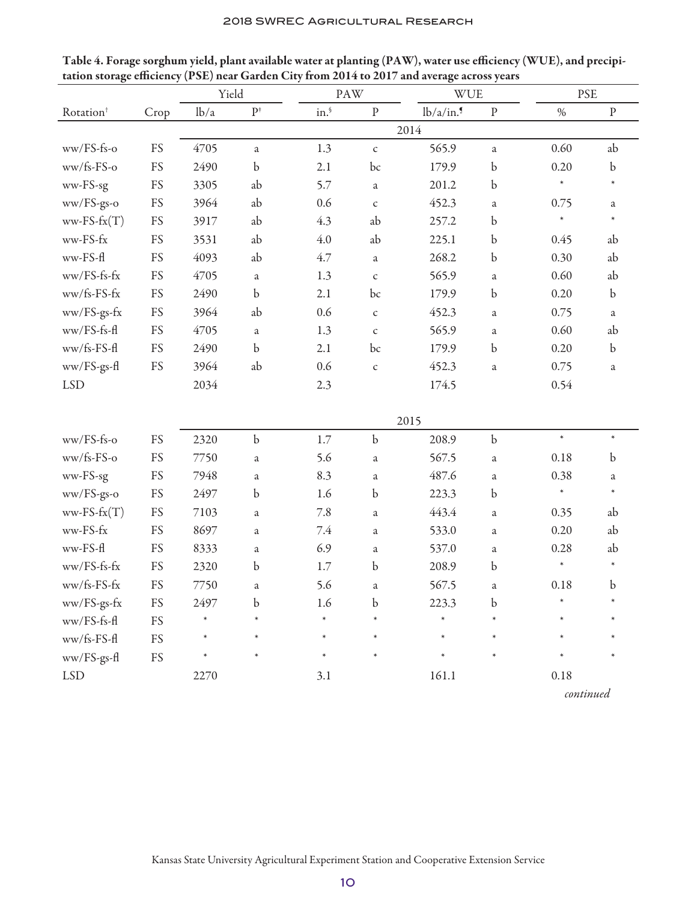**Table 4. Forage sorghum yield, plant available water at planting (PAW), water use efficiency (WUE), and precipitation storage efficiency (PSE) near Garden City from 2014 to 2017 and average across years**

| | | Yield | | PAW | | WUE | | PSE | |
|---|---|---|---|---|---|---|---|---|---|
| Rotation† | Crop | lb/a | P‡ | in.§ | P | lb/a/in.¶ | P | % | P |
| **2014** | | | | | | | | | |
| ww/FS-fs-o | FS | 4705 | a | 1.3 | c | 565.9 | a | 0.60 | ab |
| ww/fs-FS-o | FS | 2490 | b | 2.1 | bc | 179.9 | b | 0.20 | b |
| ww-FS-sg | FS | 3305 | ab | 5.7 | a | 201.2 | b | * | * |
| ww/FS-gs-o | FS | 3964 | ab | 0.6 | c | 452.3 | a | 0.75 | a |
| ww-FS-fx(T) | FS | 3917 | ab | 4.3 | ab | 257.2 | b | * | * |
| ww-FS-fx | FS | 3531 | ab | 4.0 | ab | 225.1 | b | 0.45 | ab |
| ww-FS-fl | FS | 4093 | ab | 4.7 | a | 268.2 | b | 0.30 | ab |
| ww/FS-fs-fx | FS | 4705 | a | 1.3 | c | 565.9 | a | 0.60 | ab |
| ww/fs-FS-fx | FS | 2490 | b | 2.1 | bc | 179.9 | b | 0.20 | b |
| ww/FS-gs-fx | FS | 3964 | ab | 0.6 | c | 452.3 | a | 0.75 | a |
| ww/FS-fs-fl | FS | 4705 | a | 1.3 | c | 565.9 | a | 0.60 | ab |
| ww/fs-FS-fl | FS | 2490 | b | 2.1 | bc | 179.9 | b | 0.20 | b |
| ww/FS-gs-fl | FS | 3964 | ab | 0.6 | c | 452.3 | a | 0.75 | a |
| LSD | | 2034 | | 2.3 | | 174.5 | | 0.54 | |
| **2015** | | | | | | | | | |
| ww/FS-fs-o | FS | 2320 | b | 1.7 | b | 208.9 | b | * | * |
| ww/fs-FS-o | FS | 7750 | a | 5.6 | a | 567.5 | a | 0.18 | b |
| ww-FS-sg | FS | 7948 | a | 8.3 | a | 487.6 | a | 0.38 | a |
| ww/FS-gs-o | FS | 2497 | b | 1.6 | b | 223.3 | b | * | * |
| ww-FS-fx(T) | FS | 7103 | a | 7.8 | a | 443.4 | a | 0.35 | ab |
| ww-FS-fx | FS | 8697 | a | 7.4 | a | 533.0 | a | 0.20 | ab |
| ww-FS-fl | FS | 8333 | a | 6.9 | a | 537.0 | a | 0.28 | ab |
| ww/FS-fs-fx | FS | 2320 | b | 1.7 | b | 208.9 | b | * | * |
| ww/fs-FS-fx | FS | 7750 | a | 5.6 | a | 567.5 | a | 0.18 | b |
| ww/FS-gs-fx | FS | 2497 | b | 1.6 | b | 223.3 | b | * | * |
| ww/FS-fs-fl | FS | * | * | * | * | * | * | * | * |
| ww/fs-FS-fl | FS | * | * | * | * | * | * | * | * |
| ww/FS-gs-fl | FS | * | * | * | * | * | * | * | * |
| LSD | | 2270 | | 3.1 | | 161.1 | | 0.18 | |

*continued*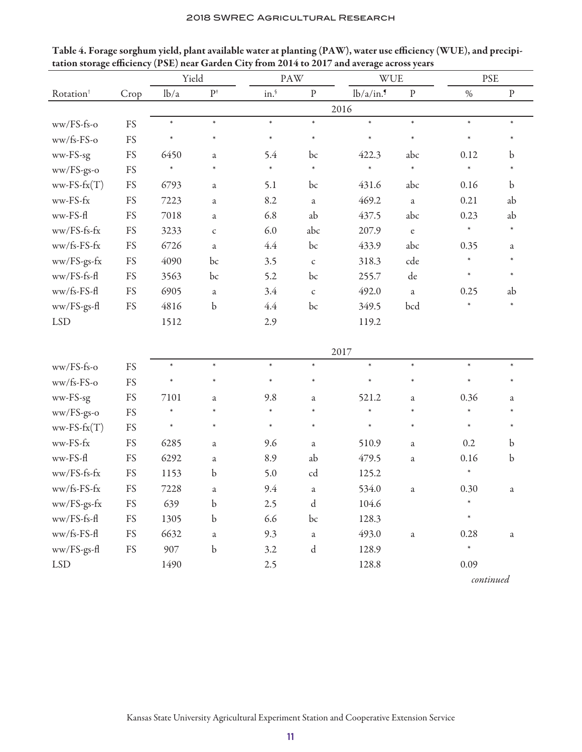Table 4. Forage sorghum yield, plant available water at planting (PAW), water use efficiency (WUE), and precipitation storage efficiency (PSE) near Garden City from 2014 to 2017 and average across years

| | | Yield | | PAW | | WUE | | PSE | |
|---|---|---|---|---|---|---|---|---|---|
| Rotation[†] | Crop | lb/a | P[‡] | in.[§] | P | lb/a/in.[¶] | P | % | P |
| | | 2016 | | | | | | | |
| ww/FS-fs-o | FS | * | * | * | * | * | * | * | * |
| ww/fs-FS-o | FS | * | * | * | * | * | * | * | * |
| ww-FS-sg | FS | 6450 | a | 5.4 | bc | 422.3 | abc | 0.12 | b |
| ww/FS-gs-o | FS | * | * | * | * | * | * | * | * |
| ww-FS-fx(T) | FS | 6793 | a | 5.1 | bc | 431.6 | abc | 0.16 | b |
| ww-FS-fx | FS | 7223 | a | 8.2 | a | 469.2 | a | 0.21 | ab |
| ww-FS-fl | FS | 7018 | a | 6.8 | ab | 437.5 | abc | 0.23 | ab |
| ww/FS-fs-fx | FS | 3233 | c | 6.0 | abc | 207.9 | e | * | * |
| ww/fs-FS-fx | FS | 6726 | a | 4.4 | bc | 433.9 | abc | 0.35 | a |
| ww/FS-gs-fx | FS | 4090 | bc | 3.5 | c | 318.3 | cde | * | * |
| ww/FS-fs-fl | FS | 3563 | bc | 5.2 | bc | 255.7 | de | * | * |
| ww/fs-FS-fl | FS | 6905 | a | 3.4 | c | 492.0 | a | 0.25 | ab |
| ww/FS-gs-fl | FS | 4816 | b | 4.4 | bc | 349.5 | bcd | * | * |
| LSD | | 1512 | | 2.9 | | 119.2 | | | |
| | | 2017 | | | | | | | |
| ww/FS-fs-o | FS | * | * | * | * | * | * | * | * |
| ww/fs-FS-o | FS | * | * | * | * | * | * | * | * |
| ww-FS-sg | FS | 7101 | a | 9.8 | a | 521.2 | a | 0.36 | a |
| ww/FS-gs-o | FS | * | * | * | * | * | * | * | * |
| ww-FS-fx(T) | FS | * | * | * | * | * | * | * | * |
| ww-FS-fx | FS | 6285 | a | 9.6 | a | 510.9 | a | 0.2 | b |
| ww-FS-fl | FS | 6292 | a | 8.9 | ab | 479.5 | a | 0.16 | b |
| ww/FS-fs-fx | FS | 1153 | b | 5.0 | cd | 125.2 | | * | |
| ww/fs-FS-fx | FS | 7228 | a | 9.4 | a | 534.0 | a | 0.30 | a |
| ww/FS-gs-fx | FS | 639 | b | 2.5 | d | 104.6 | | * | |
| ww/FS-fs-fl | FS | 1305 | b | 6.6 | bc | 128.3 | | * | |
| ww/fs-FS-fl | FS | 6632 | a | 9.3 | a | 493.0 | a | 0.28 | a |
| ww/FS-gs-fl | FS | 907 | b | 3.2 | d | 128.9 | | * | |
| LSD | | 1490 | | 2.5 | | 128.8 | | 0.09 | |

*continued*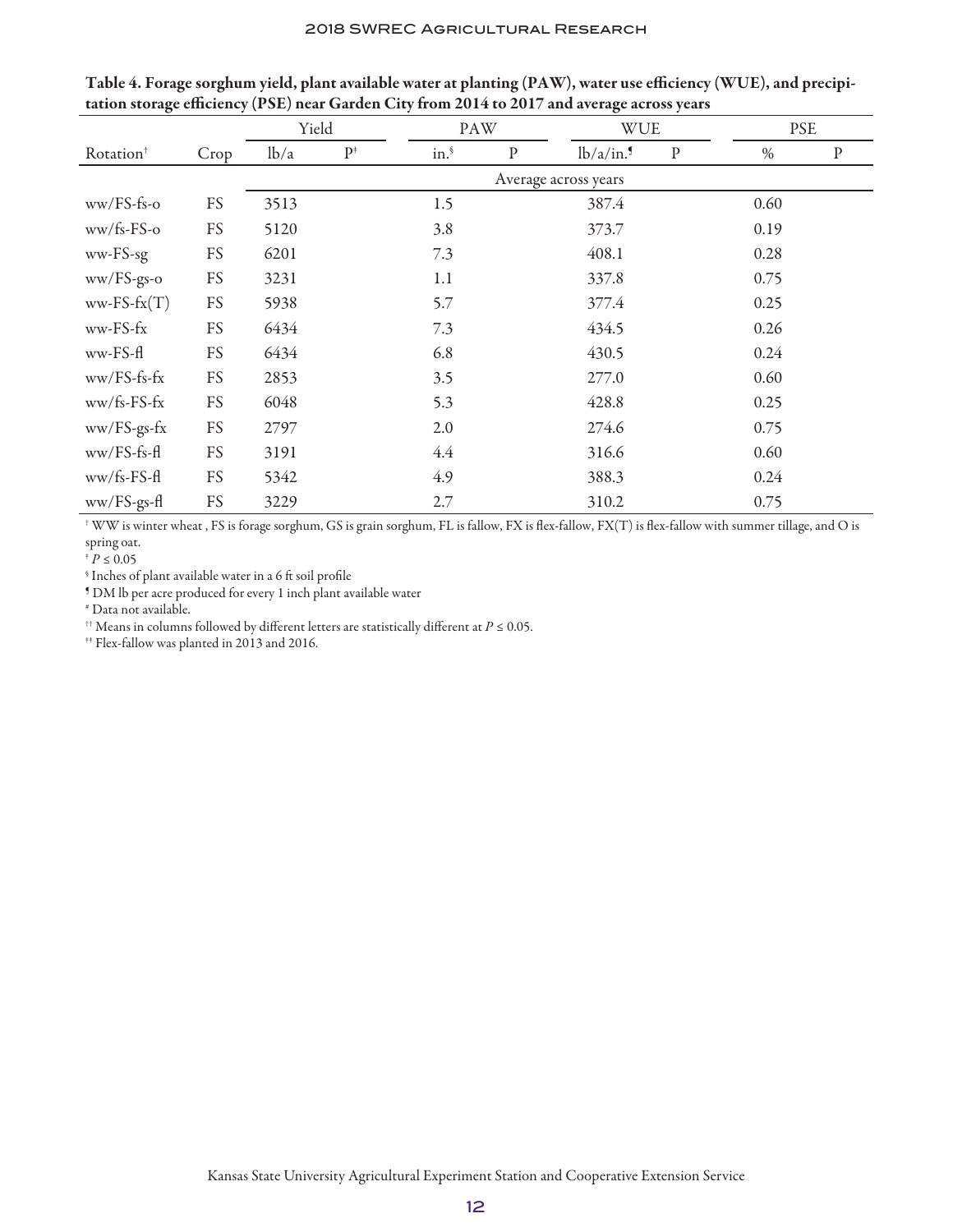**Table 4. Forage sorghum yield, plant available water at planting (PAW), water use efficiency (WUE), and precipitation storage efficiency (PSE) near Garden City from 2014 to 2017 and average across years**

| | | Yield | | PAW | | WUE | | PSE | |
|---|---|---|---|---|---|---|---|---|---|
| Rotation[†] | Crop | lb/a | P[‡] | in.[§] | P | lb/a/in.[¶] | P | % | P |
| | | Average across years | | | | | | | |
| ww/FS-fs-o | FS | 3513 | | 1.5 | | 387.4 | | 0.60 | |
| ww/fs-FS-o | FS | 5120 | | 3.8 | | 373.7 | | 0.19 | |
| ww-FS-sg | FS | 6201 | | 7.3 | | 408.1 | | 0.28 | |
| ww/FS-gs-o | FS | 3231 | | 1.1 | | 337.8 | | 0.75 | |
| ww-FS-fx(T) | FS | 5938 | | 5.7 | | 377.4 | | 0.25 | |
| ww-FS-fx | FS | 6434 | | 7.3 | | 434.5 | | 0.26 | |
| ww-FS-fl | FS | 6434 | | 6.8 | | 430.5 | | 0.24 | |
| ww/FS-fs-fx | FS | 2853 | | 3.5 | | 277.0 | | 0.60 | |
| ww/fs-FS-fx | FS | 6048 | | 5.3 | | 428.8 | | 0.25 | |
| ww/FS-gs-fx | FS | 2797 | | 2.0 | | 274.6 | | 0.75 | |
| ww/FS-fs-fl | FS | 3191 | | 4.4 | | 316.6 | | 0.60 | |
| ww/fs-FS-fl | FS | 5342 | | 4.9 | | 388.3 | | 0.24 | |
| ww/FS-gs-fl | FS | 3229 | | 2.7 | | 310.2 | | 0.75 | |

[†] WW is winter wheat , FS is forage sorghum, GS is grain sorghum, FL is fallow, FX is flex-fallow, FX(T) is flex-fallow with summer tillage, and O is spring oat.

[‡] $P \leq 0.05$

[§] Inches of plant available water in a 6 ft soil profile

[¶] DM lb per acre produced for every 1 inch plant available water

[#] Data not available.

[††] Means in columns followed by different letters are statistically different at $P \leq 0.05$.

[‡‡] Flex-fallow was planted in 2013 and 2016.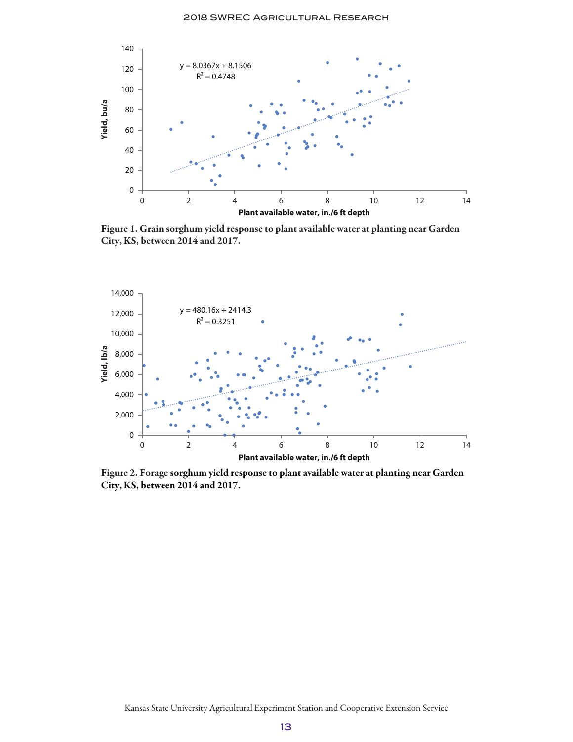y = 8.0367x + 8.1506

$R^2$ = 0.4748

Yield, bu/a

140
120
100
80
60
40
20
0

0 2 4 6 8 10 12 14

Plant available water, in./6 ft depth

**Figure 1. Grain sorghum yield response to plant available water at planting near Garden City, KS, between 2014 and 2017.**

y = 480.16x + 2414.3

$R^2$ = 0.3251

Yield, lb/a

14,000
12,000
10,000
8,000
6,000
4,000
2,000
0

0 2 4 6 8 10 12 14

Plant available water, in./6 ft depth

**Figure 2. Forage sorghum yield response to plant available water at planting near Garden City, KS, between 2014 and 2017.**